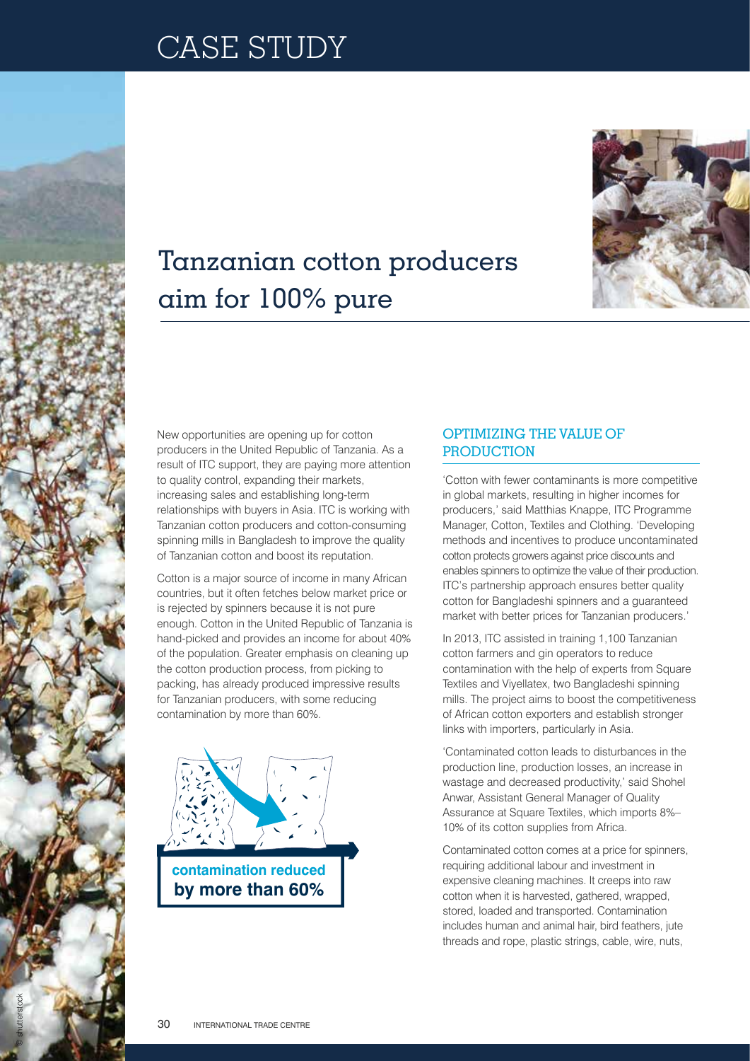# CASE STUDY

## Tanzanian cotton producers aim for 100% pure

New opportunities are opening up for cotton producers in the United Republic of Tanzania. As a result of ITC support, they are paying more attention to quality control, expanding their markets, increasing sales and establishing long-term relationships with buyers in Asia. ITC is working with Tanzanian cotton producers and cotton-consuming spinning mills in Bangladesh to improve the quality of Tanzanian cotton and boost its reputation.

Cotton is a major source of income in many African countries, but it often fetches below market price or is rejected by spinners because it is not pure enough. Cotton in the United Republic of Tanzania is hand-picked and provides an income for about 40% of the population. Greater emphasis on cleaning up the cotton production process, from picking to packing, has already produced impressive results for Tanzanian producers, with some reducing contamination by more than 60%.

**contamination reduced by more than 60%**

### OPTIMIZING THE VALUE OF PRODUCTION

'Cotton with fewer contaminants is more competitive in global markets, resulting in higher incomes for producers,' said Matthias Knappe, ITC Programme Manager, Cotton, Textiles and Clothing. 'Developing methods and incentives to produce uncontaminated cotton protects growers against price discounts and enables spinners to optimize the value of their production. ITC's partnership approach ensures better quality cotton for Bangladeshi spinners and a guaranteed market with better prices for Tanzanian producers.'

In 2013, ITC assisted in training 1,100 Tanzanian cotton farmers and gin operators to reduce contamination with the help of experts from Square Textiles and Viyellatex, two Bangladeshi spinning mills. The project aims to boost the competitiveness of African cotton exporters and establish stronger links with importers, particularly in Asia.

'Contaminated cotton leads to disturbances in the production line, production losses, an increase in wastage and decreased productivity,' said Shohel Anwar, Assistant General Manager of Quality Assurance at Square Textiles, which imports 8%–10% of its cotton supplies from Africa.

Contaminated cotton comes at a price for spinners, requiring additional labour and investment in expensive cleaning machines. It creeps into raw cotton when it is harvested, gathered, wrapped, stored, loaded and transported. Contamination includes human and animal hair, bird feathers, jute threads and rope, plastic strings, cable, wire, nuts,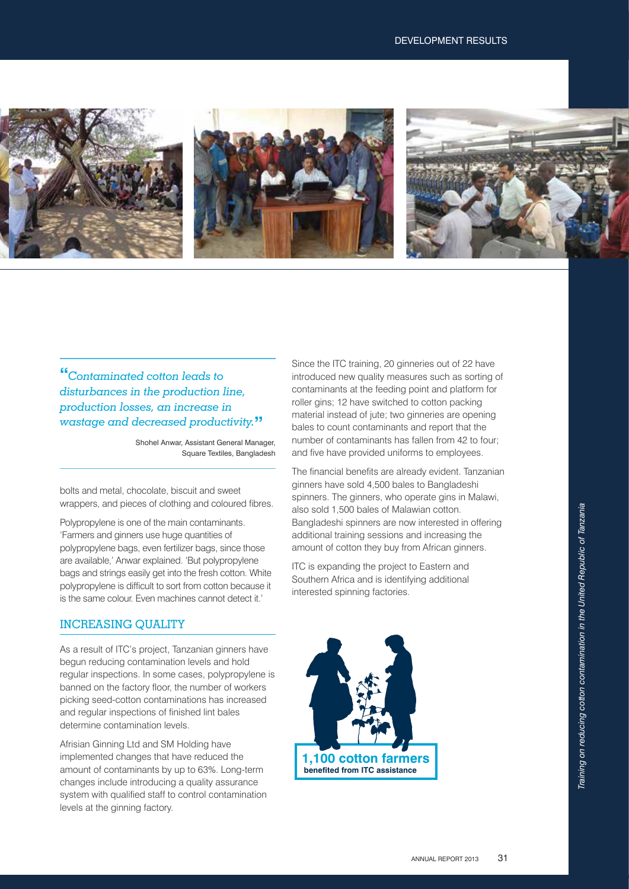> *"Contaminated cotton leads to disturbances in the production line, production losses, an increase in wastage and decreased productivity."*
>
> Shohel Anwar, Assistant General Manager, Square Textiles, Bangladesh

bolts and metal, chocolate, biscuit and sweet wrappers, and pieces of clothing and coloured fibres.

Polypropylene is one of the main contaminants. 'Farmers and ginners use huge quantities of polypropylene bags, even fertilizer bags, since those are available,' Anwar explained. 'But polypropylene bags and strings easily get into the fresh cotton. White polypropylene is difficult to sort from cotton because it is the same colour. Even machines cannot detect it.'

## INCREASING QUALITY

As a result of ITC's project, Tanzanian ginners have begun reducing contamination levels and hold regular inspections. In some cases, polypropylene is banned on the factory floor, the number of workers picking seed-cotton contaminations has increased and regular inspections of finished lint bales determine contamination levels.

Afrisian Ginning Ltd and SM Holding have implemented changes that have reduced the amount of contaminants by up to 63%. Long-term changes include introducing a quality assurance system with qualified staff to control contamination levels at the ginning factory.

Since the ITC training, 20 ginneries out of 22 have introduced new quality measures such as sorting of contaminants at the feeding point and platform for roller gins; 12 have switched to cotton packing material instead of jute; two ginneries are opening bales to count contaminants and report that the number of contaminants has fallen from 42 to four; and five have provided uniforms to employees.

The financial benefits are already evident. Tanzanian ginners have sold 4,500 bales to Bangladeshi spinners. The ginners, who operate gins in Malawi, also sold 1,500 bales of Malawian cotton. Bangladeshi spinners are now interested in offering additional training sessions and increasing the amount of cotton they buy from African ginners.

ITC is expanding the project to Eastern and Southern Africa and is identifying additional interested spinning factories.

**1,100 cotton farmers**
**benefited from ITC assistance**

*Training on reducing cotton contamination in the United Republic of Tanzania*